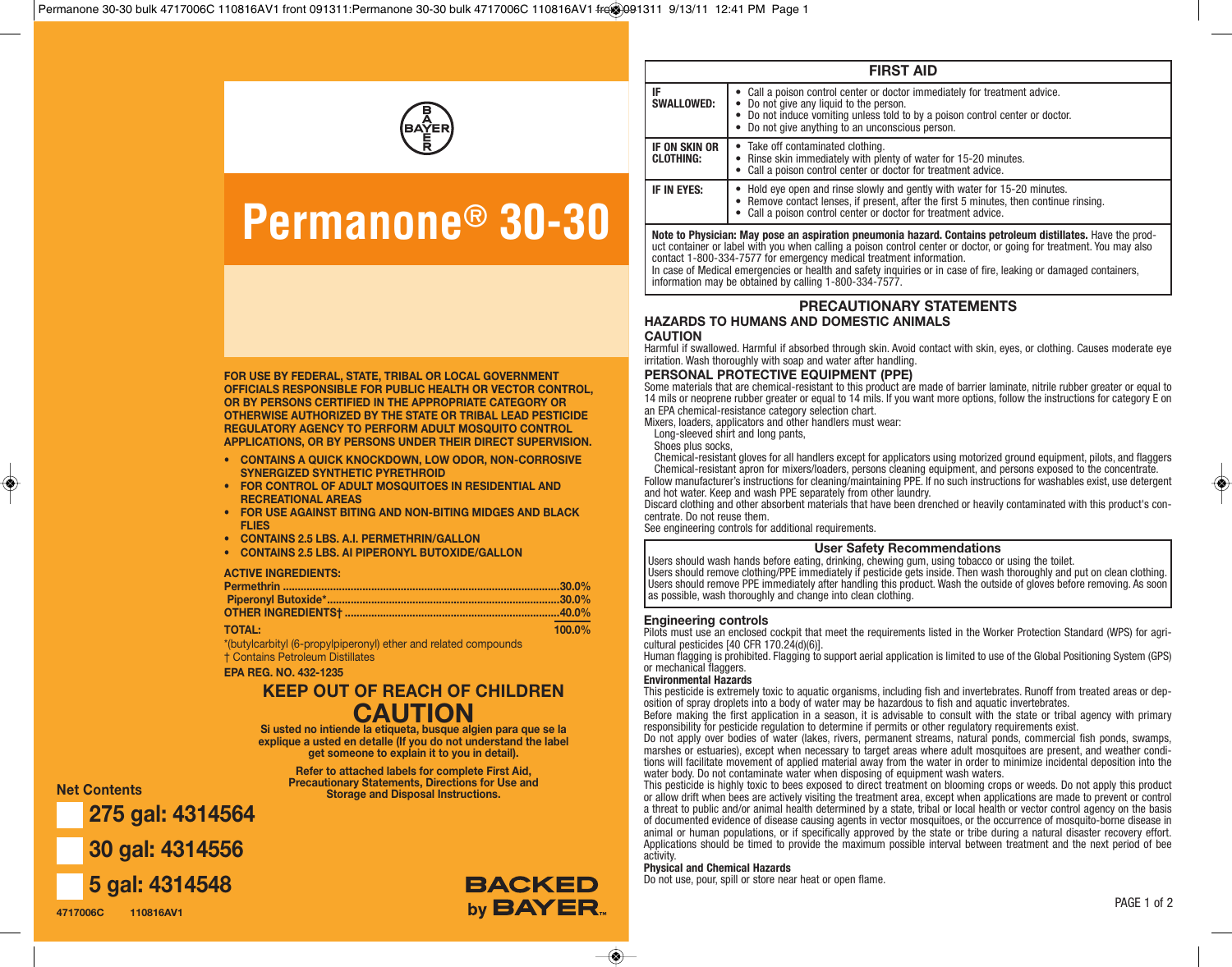BAYER

# Permanone® 30-30

**FOR USE BY FEDERAL, STATE, TRIBAL OR LOCAL GOVERNMENT OFFICIALS RESPONSIBLE FOR PUBLIC HEALTH OR VECTOR CONTROL, OR BY PERSONS CERTIFIED IN THE APPROPRIATE CATEGORY OR OTHERWISE AUTHORIZED BY THE STATE OR TRIBAL LEAD PESTICIDE REGULATORY AGENCY TO PERFORM ADULT MOSQUITO CONTROL APPLICATIONS, OR BY PERSONS UNDER THEIR DIRECT SUPERVISION.**

- **CONTAINS A QUICK KNOCKDOWN, LOW ODOR, NON-CORROSIVE SYNERGIZED SYNTHETIC PYRETHROID**
- **FOR CONTROL OF ADULT MOSQUITOES IN RESIDENTIAL AND RECREATIONAL AREAS**
- **FOR USE AGAINST BITING AND NON-BITING MIDGES AND BLACK FLIES**
- **CONTAINS 2.5 LBS. A.I. PERMETHRIN/GALLON**
- **CONTAINS 2.5 LBS. AI PIPERONYL BUTOXIDE/GALLON**

**ACTIVE INGREDIENTS:**

| | |
|---|---|
| **Permethrin** | **30.0%** |
| **Piperonyl Butoxide*** | **30.0%** |
| **OTHER INGREDIENTS†** | **40.0%** |
| **TOTAL:** | **100.0%** |

*(butylcarbityl (6-propylpiperonyl) ether and related compounds
† Contains Petroleum Distillates

**EPA REG. NO. 432-1235**

## KEEP OUT OF REACH OF CHILDREN

## CAUTION

**Si usted no intiende la etiqueta, busque algien para que se la explique a usted en detalle (If you do not understand the label get someone to explain it to you in detail).**

**Refer to attached labels for complete First Aid, Precautionary Statements, Directions for Use and Storage and Disposal Instructions.**

**Net Contents**

**275 gal: 4314564**

**30 gal: 4314556**

**5 gal: 4314548**

**4717006C 110816AV1**

**BACKED by BAYER™**

## FIRST AID

| | |
|---|---|
| **IF SWALLOWED:** | • Call a poison control center or doctor immediately for treatment advice.<br>• Do not give any liquid to the person.<br>• Do not induce vomiting unless told to by a poison control center or doctor.<br>• Do not give anything to an unconscious person. |
| **IF ON SKIN OR CLOTHING:** | • Take off contaminated clothing.<br>• Rinse skin immediately with plenty of water for 15-20 minutes.<br>• Call a poison control center or doctor for treatment advice. |
| **IF IN EYES:** | • Hold eye open and rinse slowly and gently with water for 15-20 minutes.<br>• Remove contact lenses, if present, after the first 5 minutes, then continue rinsing.<br>• Call a poison control center or doctor for treatment advice. |

**Note to Physician: May pose an aspiration pneumonia hazard. Contains petroleum distillates.** Have the product container or label with you when calling a poison control center or doctor, or going for treatment. You may also contact 1-800-334-7577 for emergency medical treatment information.
In case of Medical emergencies or health and safety inquiries or in case of fire, leaking or damaged containers, information may be obtained by calling 1-800-334-7577.

## PRECAUTIONARY STATEMENTS

### HAZARDS TO HUMANS AND DOMESTIC ANIMALS

**CAUTION**

Harmful if swallowed. Harmful if absorbed through skin. Avoid contact with skin, eyes, or clothing. Causes moderate eye irritation. Wash thoroughly with soap and water after handling.

### PERSONAL PROTECTIVE EQUIPMENT (PPE)

Some materials that are chemical-resistant to this product are made of barrier laminate, nitrile rubber greater or equal to 14 mils or neoprene rubber greater or equal to 14 mils. If you want more options, follow the instructions for category E on an EPA chemical-resistance category selection chart.

Mixers, loaders, applicators and other handlers must wear:
- Long-sleeved shirt and long pants,
- Shoes plus socks,
- Chemical-resistant gloves for all handlers except for applicators using motorized ground equipment, pilots, and flaggers
- Chemical-resistant apron for mixers/loaders, persons cleaning equipment, and persons exposed to the concentrate.

Follow manufacturer's instructions for cleaning/maintaining PPE. If no such instructions for washables exist, use detergent and hot water. Keep and wash PPE separately from other laundry.

Discard clothing and other absorbent materials that have been drenched or heavily contaminated with this product's concentrate. Do not reuse them.

See engineering controls for additional requirements.

**User Safety Recommendations**

Users should wash hands before eating, drinking, chewing gum, using tobacco or using the toilet.
Users should remove clothing/PPE immediately if pesticide gets inside. Then wash thoroughly and put on clean clothing.
Users should remove PPE immediately after handling this product. Wash the outside of gloves before removing. As soon as possible, wash thoroughly and change into clean clothing.

### Engineering controls

Pilots must use an enclosed cockpit that meet the requirements listed in the Worker Protection Standard (WPS) for agricultural pesticides [40 CFR 170.24(d)(6)].

Human flagging is prohibited. Flagging to support aerial application is limited to use of the Global Positioning System (GPS) or mechanical flaggers.

**Environmental Hazards**

This pesticide is extremely toxic to aquatic organisms, including fish and invertebrates. Runoff from treated areas or deposition of spray droplets into a body of water may be hazardous to fish and aquatic invertebrates.

Before making the first application in a season, it is advisable to consult with the state or tribal agency with primary responsibility for pesticide regulation to determine if permits or other regulatory requirements exist.

Do not apply over bodies of water (lakes, rivers, permanent streams, natural ponds, commercial fish ponds, swamps, marshes or estuaries), except when necessary to target areas where adult mosquitoes are present, and weather conditions will facilitate movement of applied material away from the water in order to minimize incidental deposition into the water body. Do not contaminate water when disposing of equipment wash waters.

This pesticide is highly toxic to bees exposed to direct treatment on blooming crops or weeds. Do not apply this product or allow drift when bees are actively visiting the treatment area, except when applications are made to prevent or control a threat to public and/or animal health determined by a state, tribal or local health or vector control agency on the basis of documented evidence of disease causing agents in vector mosquitoes, or the occurrence of mosquito-borne disease in animal or human populations, or if specifically approved by the state or tribe during a natural disaster recovery effort. Applications should be timed to provide the maximum possible interval between treatment and the next period of bee activity.

**Physical and Chemical Hazards**

Do not use, pour, spill or store near heat or open flame.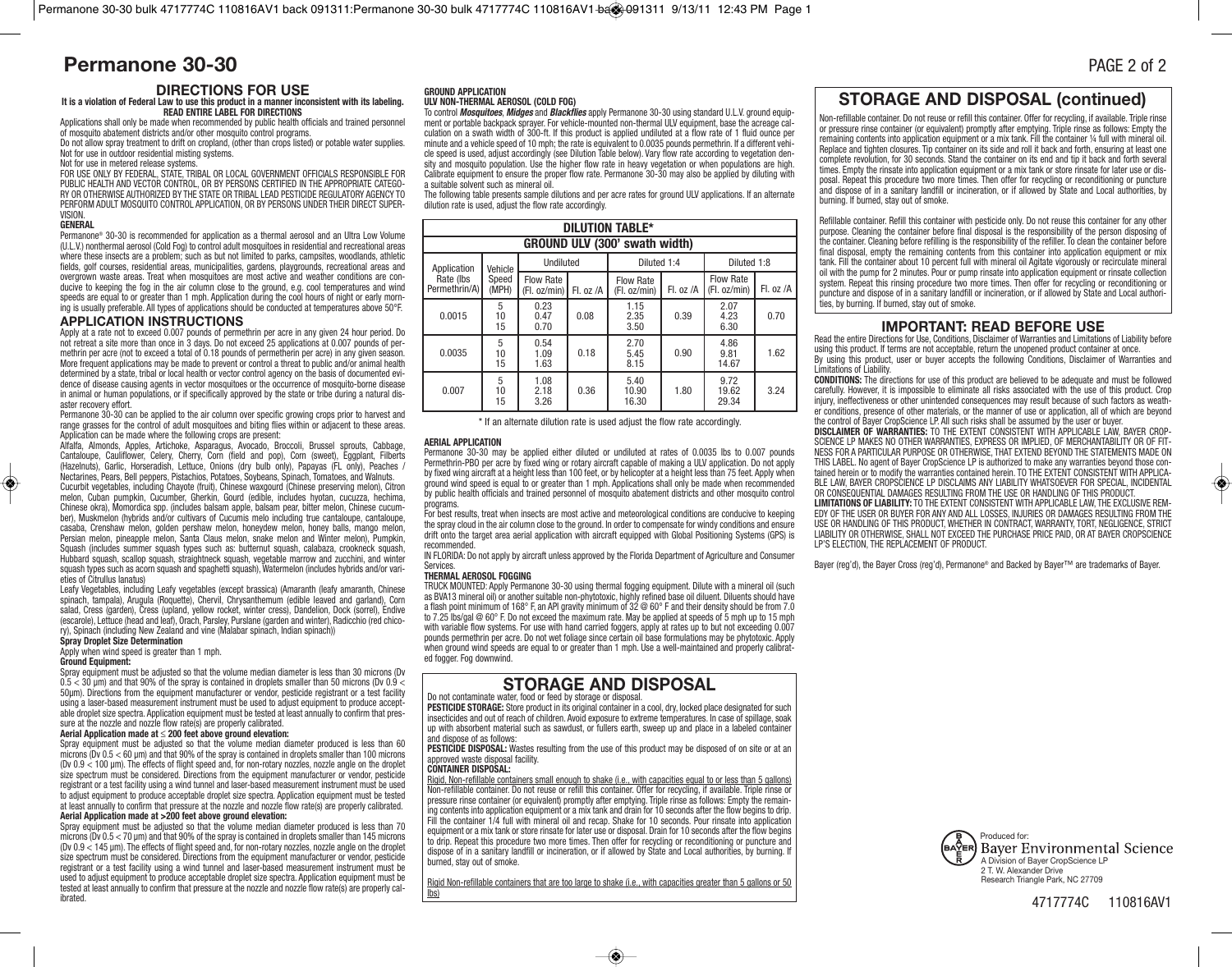# Permanone 30-30

## DIRECTIONS FOR USE

**It is a violation of Federal Law to use this product in a manner inconsistent with its labeling.**
**READ ENTIRE LABEL FOR DIRECTIONS**

Applications shall only be made when recommended by public health officials and trained personnel of mosquito abatement districts and/or other mosquito control programs.

Do not allow spray treatment to drift on cropland, (other than crops listed) or potable water supplies. Not for use in outdoor residential misting systems.

Not for use in metered release systems.

FOR USE ONLY BY FEDERAL, STATE, TRIBAL OR LOCAL GOVERNMENT OFFICIALS RESPONSIBLE FOR PUBLIC HEALTH AND VECTOR CONTROL, OR BY PERSONS CERTIFIED IN THE APPROPRIATE CATEGORY OR OTHERWISE AUTHORIZED BY THE STATE OR TRIBAL LEAD PESTICIDE REGULATORY AGENCY TO PERFORM ADULT MOSQUITO CONTROL APPLICATION, OR BY PERSONS UNDER THEIR DIRECT SUPERVISION.

**GENERAL**

Permanone® 30-30 is recommended for application as a thermal aerosol and an Ultra Low Volume (U.L.V.) nonthermal aerosol (Cold Fog) to control adult mosquitoes in residential and recreational areas where these insects are a problem; such as but not limited to parks, campsites, woodlands, athletic fields, golf courses, residential areas, municipalities, gardens, playgrounds, recreational areas and overgrown waste areas. Treat when mosquitoes are most active and weather conditions are conducive to keeping the fog in the air column close to the ground, e.g. cool temperatures and wind speeds are equal to or greater than 1 mph. Application during the cool hours of night or early morning is usually preferable. All types of applications should be conducted at temperatures above 50°F.

## APPLICATION INSTRUCTIONS

Apply at a rate not to exceed 0.007 pounds of permethrin per acre in any given 24 hour period. Do not retreat a site more than once in 3 days. Do not exceed 25 applications at 0.007 pounds of permethrin per acre (not to exceed a total of 0.18 pounds of permetherin per acre) in any given season. More frequent applications may be made to prevent or control a threat to public and/or animal health determined by a state, tribal or local health or vector control agency on the basis of documented evidence of disease causing agents in vector mosquitoes or the occurrence of mosquito-borne disease in animal or human populations, or if specifically approved by the state or tribe during a natural disaster recovery effort.

Permanone 30-30 can be applied to the air column over specific growing crops prior to harvest and range grasses for the control of adult mosquitoes and biting flies within or adjacent to these areas. Application can be made where the following crops are present:

Alfalfa, Almonds, Apples, Artichoke, Asparagus, Avocado, Broccoli, Brussel sprouts, Cabbage, Cantaloupe, Cauliflower, Celery, Cherry, Corn (field and pop), Corn (sweet), Eggplant, Filberts (Hazelnuts), Garlic, Horseradish, Lettuce, Onions (dry bulb only), Papayas (FL only), Peaches / Nectarines, Pears, Bell peppers, Pistachios, Potatoes, Soybeans, Spinach, Tomatoes, and Walnuts.

Cucurbit vegetables, including Chayote (fruit), Chinese waxgourd (Chinese preserving melon), Citron melon, Cuban pumpkin, Cucumber, Gherkin, Gourd (edible, includes hyotan, cucuzza, hechima, Chinese okra), Momordica spp. (includes balsam apple, balsam pear, bitter melon, Chinese cucumber), Muskmelon (hybrids and/or cultivars of Cucumis melo including true cantaloupe, cantaloupe, casaba, Crenshaw melon, golden pershaw melon, honeydew melon, honey balls, mango melon, Persian melon, pineapple melon, Santa Claus melon, snake melon and Winter melon), Pumpkin, Squash (includes summer squash types such as: butternut squash, calabaza, crookneck squash, Hubbard squash, scallop squash, straightneck squash, vegetable marrow and zucchini, and winter squash types such as acorn squash and spaghetti squash), Watermelon (includes hybrids and/or varieties of Citrullus lanatus)

Leafy Vegetables, including Leafy vegetables (except brassica) (Amaranth (leafy amaranth, Chinese spinach, tampala), Arugula (Roquette), Chervil, Chrysanthemum (edible leaved and garland), Corn salad, Cress (garden), Cress (upland, yellow rocket, winter cress), Dandelion, Dock (sorrel), Endive (escarole), Lettuce (head and leaf), Orach, Parsley, Purslane (garden and winter), Radicchio (red chicory), Spinach (including New Zealand and vine (Malabar spinach, Indian spinach))

**Spray Droplet Size Determination**

Apply when wind speed is greater than 1 mph.

**Ground Equipment:**

Spray equipment must be adjusted so that the volume median diameter is less than 30 microns (Dv 0.5 < 30 µm) and that 90% of the spray is contained in droplets smaller than 50 microns (Dv 0.9 < 50µm). Directions from the equipment manufacturer or vendor, pesticide registrant or a test facility using a laser-based measurement instrument must be used to adjust equipment to produce acceptable droplet size spectra. Application equipment must be tested at least annually to confirm that pressure at the nozzle and nozzle flow rate(s) are properly calibrated.

**Aerial Application made at ≤ 200 feet above ground elevation:**

Spray equipment must be adjusted so that the volume median diameter produced is less than 60 microns (Dv 0.5 < 60 µm) and that 90% of the spray is contained in droplets smaller than 100 microns (Dv 0.9 < 100 µm). The effects of flight speed and, for non-rotary nozzles, nozzle angle on the droplet size spectrum must be considered. Directions from the equipment manufacturer or vendor, pesticide registrant or a test facility using a wind tunnel and laser-based measurement instrument must be used to adjust equipment to produce acceptable droplet size spectra. Application equipment must be tested at least annually to confirm that pressure at the nozzle and nozzle flow rate(s) are properly calibrated.

**Aerial Application made at >200 feet above ground elevation:**

Spray equipment must be adjusted so that the volume median diameter produced is less than 70 microns (Dv 0.5 < 70 µm) and that 90% of the spray is contained in droplets smaller than 145 microns (Dv 0.9 < 145 µm). The effects of flight speed and, for non-rotary nozzles, nozzle angle on the droplet size spectrum must be considered. Directions from the equipment manufacturer or vendor, pesticide registrant or a test facility using a wind tunnel and laser-based measurement instrument must be used to adjust equipment to produce acceptable droplet size spectra. Application equipment must be tested at least annually to confirm that pressure at the nozzle and nozzle flow rate(s) are properly calibrated.

**GROUND APPLICATION**
**ULV NON-THERMAL AEROSOL (COLD FOG)**

To control ***Mosquitoes***, ***Midges*** and ***Blackflies*** apply Permanone 30-30 using standard U.L.V. ground equipment or portable backpack sprayer. For vehicle-mounted non-thermal ULV equipment, base the acreage calculation on a swath width of 300-ft. If this product is applied undiluted at a flow rate of 1 fluid ounce per minute and a vehicle speed of 10 mph; the rate is equivalent to 0.0035 pounds permethrin. If a different vehicle speed is used, adjust accordingly (see Dilution Table below). Vary flow rate according to vegetation density and mosquito population. Use the higher flow rate in heavy vegetation or when populations are high. Calibrate equipment to ensure the proper flow rate. Permanone 30-30 may also be applied by diluting with a suitable solvent such as mineral oil.

The following table presents sample dilutions and per acre rates for ground ULV applications. If an alternate dilution rate is used, adjust the flow rate accordingly.

**DILUTION TABLE***
**GROUND ULV (300' swath width)**

| Application Rate (lbs Permethrin/A) | Vehicle Speed (MPH) | Undiluted | | Diluted 1:4 | | Diluted 1:8 | |
|---|---|---|---|---|---|---|---|
| | | Flow Rate (Fl. oz/min) | Fl. oz /A | Flow Rate (Fl. oz/min) | Fl. oz /A | Flow Rate (Fl. oz/min) | Fl. oz /A |
| 0.0015 | 5<br>10<br>15 | 0.23<br>0.47<br>0.70 | 0.08 | 1.15<br>2.35<br>3.50 | 0.39 | 2.07<br>4.23<br>6.30 | 0.70 |
| 0.0035 | 5<br>10<br>15 | 0.54<br>1.09<br>1.63 | 0.18 | 2.70<br>5.45<br>8.15 | 0.90 | 4.86<br>9.81<br>14.67 | 1.62 |
| 0.007 | 5<br>10<br>15 | 1.08<br>2.18<br>3.26 | 0.36 | 5.40<br>10.90<br>16.30 | 1.80 | 9.72<br>19.62<br>29.34 | 3.24 |

\* If an alternate dilution rate is used adjust the flow rate accordingly.

**AERIAL APPLICATION**

Permanone 30-30 may be applied either diluted or undiluted at rates of 0.0035 lbs to 0.007 pounds Permethrin-PBO per acre by fixed wing or rotary aircraft capable of making a ULV application. Do not apply by fixed wing aircraft at a height less than 100 feet, or by helicopter at a height less than 75 feet. Apply when ground wind speed is equal to or greater than 1 mph. Applications shall only be made when recommended by public health officials and trained personnel of mosquito abatement districts and other mosquito control programs.

For best results, treat when insects are most active and meteorological conditions are conducive to keeping the spray cloud in the air column close to the ground. In order to compensate for windy conditions and ensure drift onto the target area aerial application with aircraft equipped with Global Positioning Systems (GPS) is recommended.

IN FLORIDA: Do not apply by aircraft unless approved by the Florida Department of Agriculture and Consumer Services.

**THERMAL AEROSOL FOGGING**

TRUCK MOUNTED: Apply Permanone 30-30 using thermal fogging equipment. Dilute with a mineral oil (such as BVA13 mineral oil) or another suitable non-phytotoxic, highly refined base oil diluent. Diluents should have a flash point minimum of 168° F, an API gravity minimum of 32 @ 60° F and their density should be from 7.0 to 7.25 lbs/gal @ 60° F. Do not exceed the maximum rate. May be applied at speeds of 5 mph up to 15 mph with variable flow systems. For use with hand carried foggers, apply at rates up to but not exceeding 0.007 pounds permethrin per acre. Do not wet foliage since certain oil base formulations may be phytotoxic. Apply when ground wind speeds are equal to or greater than 1 mph. Use a well-maintained and properly calibrated fogger. Fog downwind.

## STORAGE AND DISPOSAL

Do not contaminate water, food or feed by storage or disposal.

**PESTICIDE STORAGE:** Store product in its original container in a cool, dry, locked place designated for such insecticides and out of reach of children. Avoid exposure to extreme temperatures. In case of spillage, soak up with absorbent material such as sawdust, or fullers earth, sweep up and place in a labeled container and dispose of as follows:

**PESTICIDE DISPOSAL:** Wastes resulting from the use of this product may be disposed of on site or at an approved waste disposal facility.

**CONTAINER DISPOSAL:**

Rigid, Non-refillable containers small enough to shake (i.e., with capacities equal to or less than 5 gallons) Non-refillable container. Do not reuse or refill this container. Offer for recycling, if available. Triple rinse or pressure rinse container (or equivalent) promptly after emptying. Triple rinse as follows: Empty the remaining contents into application equipment or a mix tank and drain for 10 seconds after the flow begins to drip. Fill the container 1/4 full with mineral oil and recap. Shake for 10 seconds. Pour rinsate into application equipment or a mix tank or store rinsate for later use or disposal. Drain for 10 seconds after the flow begins to drip. Repeat this procedure two more times. Then offer for recycling or reconditioning or puncture and dispose of in a sanitary landfill or incineration, or if allowed by State and Local authorities, by burning. If burned, stay out of smoke.

Rigid Non-refillable containers that are too large to shake (i.e., with capacities greater than 5 gallons or 50 lbs)

## STORAGE AND DISPOSAL (continued)

Non-refillable container. Do not reuse or refill this container. Offer for recycling, if available. Triple rinse or pressure rinse container (or equivalent) promptly after emptying. Triple rinse as follows: Empty the remaining contents into application equipment or a mix tank. Fill the container ¼ full with mineral oil. Replace and tighten closures. Tip container on its side and roll it back and forth, ensuring at least one complete revolution, for 30 seconds. Stand the container on its end and tip it back and forth several times. Empty the rinsate into application equipment or a mix tank or store rinsate for later use or disposal. Repeat this procedure two more times. Then offer for recycling or reconditioning or puncture and dispose of in a sanitary landfill or incineration, or if allowed by State and Local authorities, by burning. If burned, stay out of smoke.

Refillable container. Refill this container with pesticide only. Do not reuse this container for any other purpose. Cleaning the container before final disposal is the responsibility of the person disposing of the container. Cleaning before refilling is the responsibility of the refiller. To clean the container before final disposal, empty the remaining contents from this container into application equipment or mix tank. Fill the container about 10 percent full with mineral oil Agitate vigorously or recirculate mineral oil with the pump for 2 minutes. Pour or pump rinsate into application equipment or rinsate collection system. Repeat this rinsing procedure two more times. Then offer for recycling or reconditioning or puncture and dispose of in a sanitary landfill or incineration, or if allowed by State and Local authorities, by burning. If burned, stay out of smoke.

## IMPORTANT: READ BEFORE USE

Read the entire Directions for Use, Conditions, Disclaimer of Warranties and Limitations of Liability before using this product. If terms are not acceptable, return the unopened product container at once.

By using this product, user or buyer accepts the following Conditions, Disclaimer of Warranties and Limitations of Liability.

**CONDITIONS:** The directions for use of this product are believed to be adequate and must be followed carefully. However, it is impossible to eliminate all risks associated with the use of this product. Crop injury, ineffectiveness or other unintended consequences may result because of such factors as weather conditions, presence of other materials, or the manner of use or application, all of which are beyond the control of Bayer CropScience LP. All such risks shall be assumed by the user or buyer.

**DISCLAIMER OF WARRANTIES:** TO THE EXTENT CONSISTENT WITH APPLICABLE LAW, BAYER CROPSCIENCE LP MAKES NO OTHER WARRANTIES, EXPRESS OR IMPLIED, OF MERCHANTABILITY OR OF FITNESS FOR A PARTICULAR PURPOSE OR OTHERWISE, THAT EXTEND BEYOND THE STATEMENTS MADE ON THIS LABEL. No agent of Bayer CropScience LP is authorized to make any warranties beyond those contained herein or to modify the warranties contained herein. TO THE EXTENT CONSISTENT WITH APPLICABLE LAW, BAYER CROPSCIENCE LP DISCLAIMS ANY LIABILITY WHATSOEVER FOR SPECIAL, INCIDENTAL OR CONSEQUENTIAL DAMAGES RESULTING FROM THE USE OR HANDLING OF THIS PRODUCT.

**LIMITATIONS OF LIABILITY:** TO THE EXTENT CONSISTENT WITH APPLICABLE LAW, THE EXCLUSIVE REMEDY OF THE USER OR BUYER FOR ANY AND ALL LOSSES, INJURIES OR DAMAGES RESULTING FROM THE USE OR HANDLING OF THIS PRODUCT, WHETHER IN CONTRACT, WARRANTY, TORT, NEGLIGENCE, STRICT LIABILITY OR OTHERWISE, SHALL NOT EXCEED THE PURCHASE PRICE PAID, OR AT BAYER CROPSCIENCE LP'S ELECTION, THE REPLACEMENT OF PRODUCT.

Bayer (reg'd), the Bayer Cross (reg'd), Permanone® and Backed by Bayer™ are trademarks of Bayer.

Produced for:
Bayer Environmental Science
A Division of Bayer CropScience LP
2 T. W. Alexander Drive
Research Triangle Park, NC 27709

4717774C 110816AV1